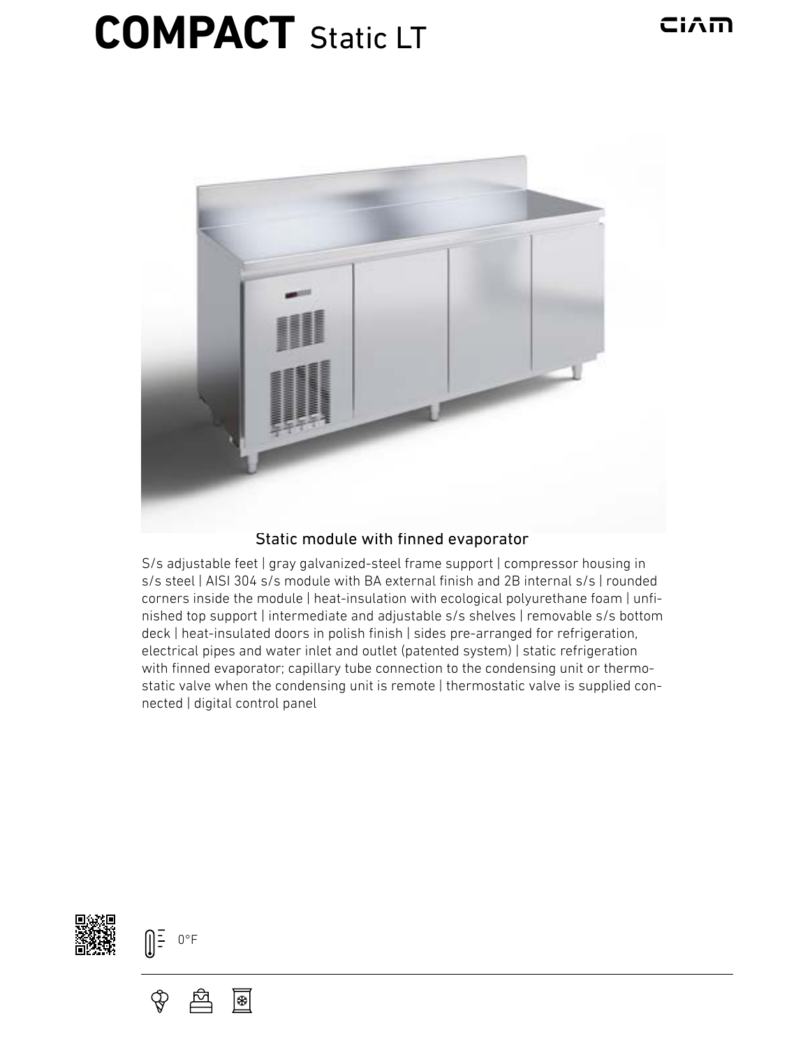# COMPACT Static LT

Static module with finned evaporator

S/s adjustable feet | gray galvanized-steel frame support | compressor housing in s/s steel | AISI 304 s/s module with BA external finish and 2B internal s/s | rounded corners inside the module | heat-insulation with ecological polyurethane foam | unfinished top support | intermediate and adjustable s/s shelves | removable s/s bottom deck | heat-insulated doors in polish finish | sides pre-arranged for refrigeration, electrical pipes and water inlet and outlet (patented system) | static refrigeration with finned evaporator; capillary tube connection to the condensing unit or thermostatic valve when the condensing unit is remote | thermostatic valve is supplied connected | digital control panel

0°F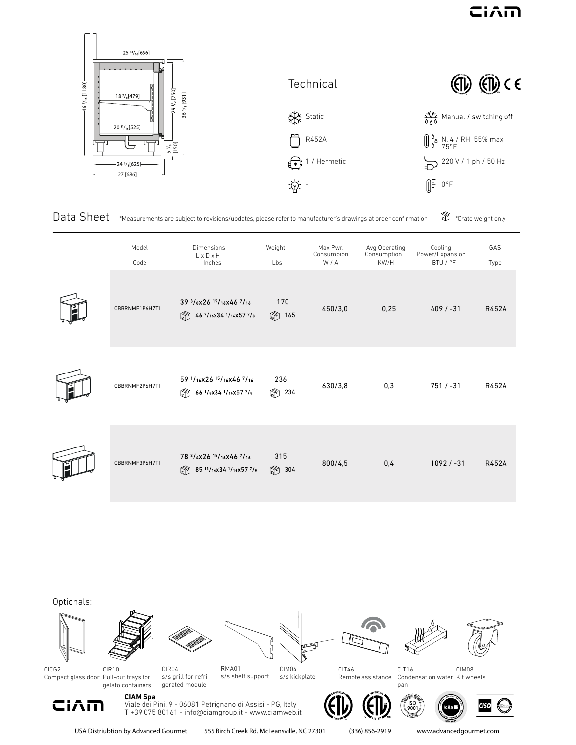25 13/16 [656]

18 7/8 [479]

20 11/16 [525]

46 7/16 [1180]

29 1/2 [750]

36 5/8 [931]

5 7/8 [150]

24 5/8 [625]

27 [686]

## Technical

| | |
|---|---|
| Static | Manual / switching off |
| R452A | N. 4 / RH 55% max 75°F |
| 1 / Hermetic | 220 V / 1 ph / 50 Hz |
| - | 0°F |

## Data Sheet

*Measurements are subject to revisions/updates, please refer to manufacturer's drawings at order confirmation

*Crate weight only

| Model Code | Dimensions L x D x H Inches | Weight Lbs | Max Pwr. Consumpion W / A | Avg Operating Consumption KW/H | Cooling Power/Expansion BTU / °F | GAS Type |
|---|---|---|---|---|---|---|
| CBBRNMF1P6H7TI | 39 3/8x26 15/16x46 7/16<br>46 7/16x34 1/16x57 7/8 | 170<br>165 | 450/3,0 | 0,25 | 409 / -31 | R452A |
| CBBRNMF2P6H7TI | 59 1/16x26 15/16x46 7/16<br>66 1/8x34 1/16x57 7/8 | 236<br>234 | 630/3,8 | 0,3 | 751 / -31 | R452A |
| CBBRNMF3P6H7TI | 78 3/4x26 15/16x46 7/16<br>85 13/16x34 1/16x57 7/8 | 315<br>304 | 800/4,5 | 0,4 | 1092 / -31 | R452A |

## Optionals:

- CICG2 Compact glass door
- CIR10 Pull-out trays for gelato containers
- CIR04 s/s grill for refrigerated module
- RMA01 s/s shelf support
- CIM04 s/s kickplate
- CIT46 Remote assistance
- CIT16 Condensation water pan
- CIM08 Kit wheels

**CIAM Spa**
Viale dei Pini, 9 - 06081 Petrignano di Assisi - PG, Italy
T +39 075 80161 - info@ciamgroup.it - www.ciamweb.it

USA Distriubtion by Advanced Gourmet 555 Birch Creek Rd. McLeansville, NC 27301 (336) 856-2919 www.advancedgourmet.com